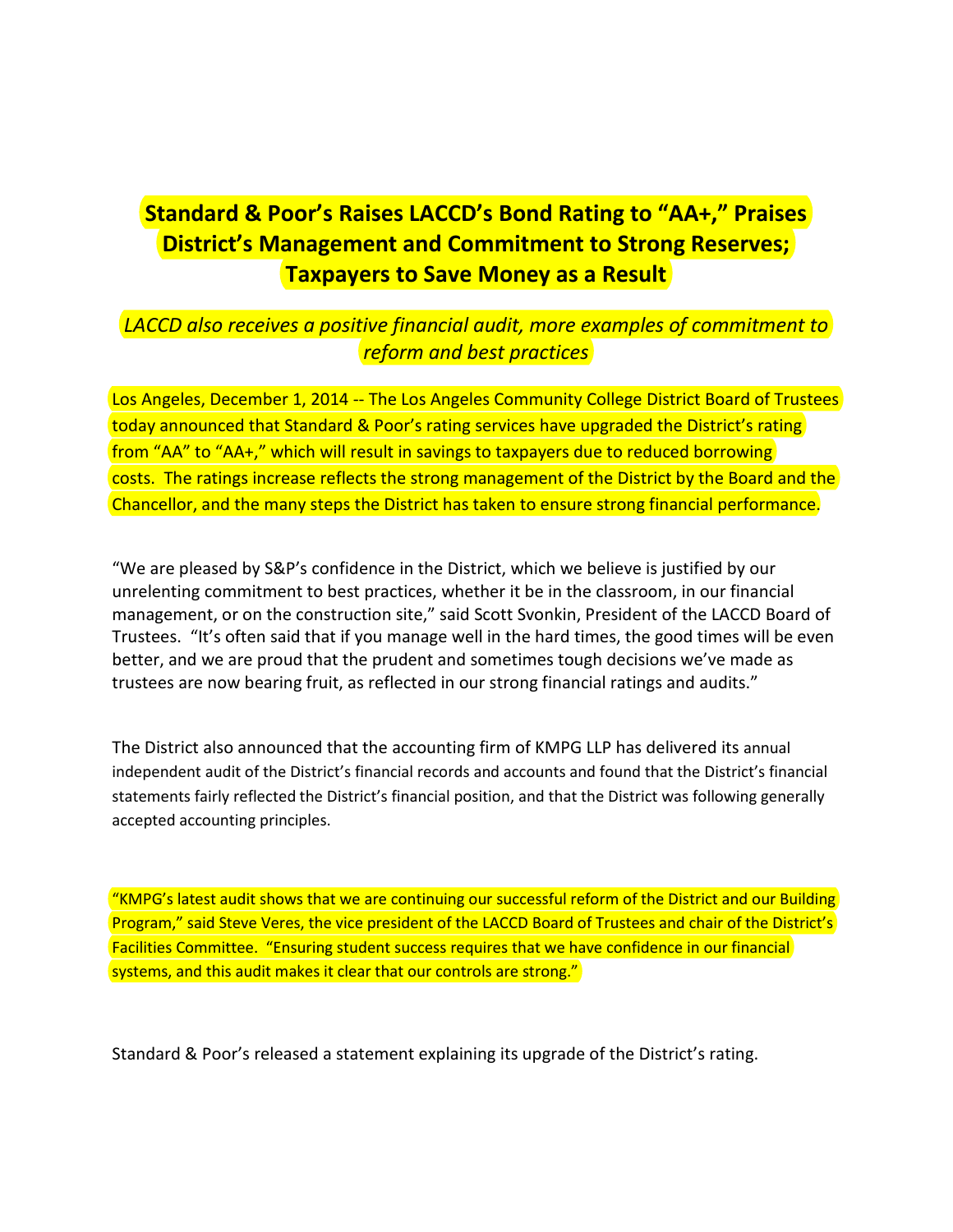# Standard & Poor's Raises LACCD's Bond Rating to "AA+," Praises District's Management and Commitment to Strong Reserves; Taxpayers to Save Money as a Result

*LACCD also receives a positive financial audit, more examples of commitment to reform and best practices*

Los Angeles, December 1, 2014 -- The Los Angeles Community College District Board of Trustees today announced that Standard & Poor's rating services have upgraded the District's rating from "AA" to "AA+," which will result in savings to taxpayers due to reduced borrowing costs. The ratings increase reflects the strong management of the District by the Board and the Chancellor, and the many steps the District has taken to ensure strong financial performance.

"We are pleased by S&P's confidence in the District, which we believe is justified by our unrelenting commitment to best practices, whether it be in the classroom, in our financial management, or on the construction site," said Scott Svonkin, President of the LACCD Board of Trustees. "It's often said that if you manage well in the hard times, the good times will be even better, and we are proud that the prudent and sometimes tough decisions we've made as trustees are now bearing fruit, as reflected in our strong financial ratings and audits."

The District also announced that the accounting firm of KMPG LLP has delivered its annual independent audit of the District's financial records and accounts and found that the District's financial statements fairly reflected the District's financial position, and that the District was following generally accepted accounting principles.

"KMPG's latest audit shows that we are continuing our successful reform of the District and our Building Program," said Steve Veres, the vice president of the LACCD Board of Trustees and chair of the District's Facilities Committee. "Ensuring student success requires that we have confidence in our financial systems, and this audit makes it clear that our controls are strong."

Standard & Poor's released a statement explaining its upgrade of the District's rating.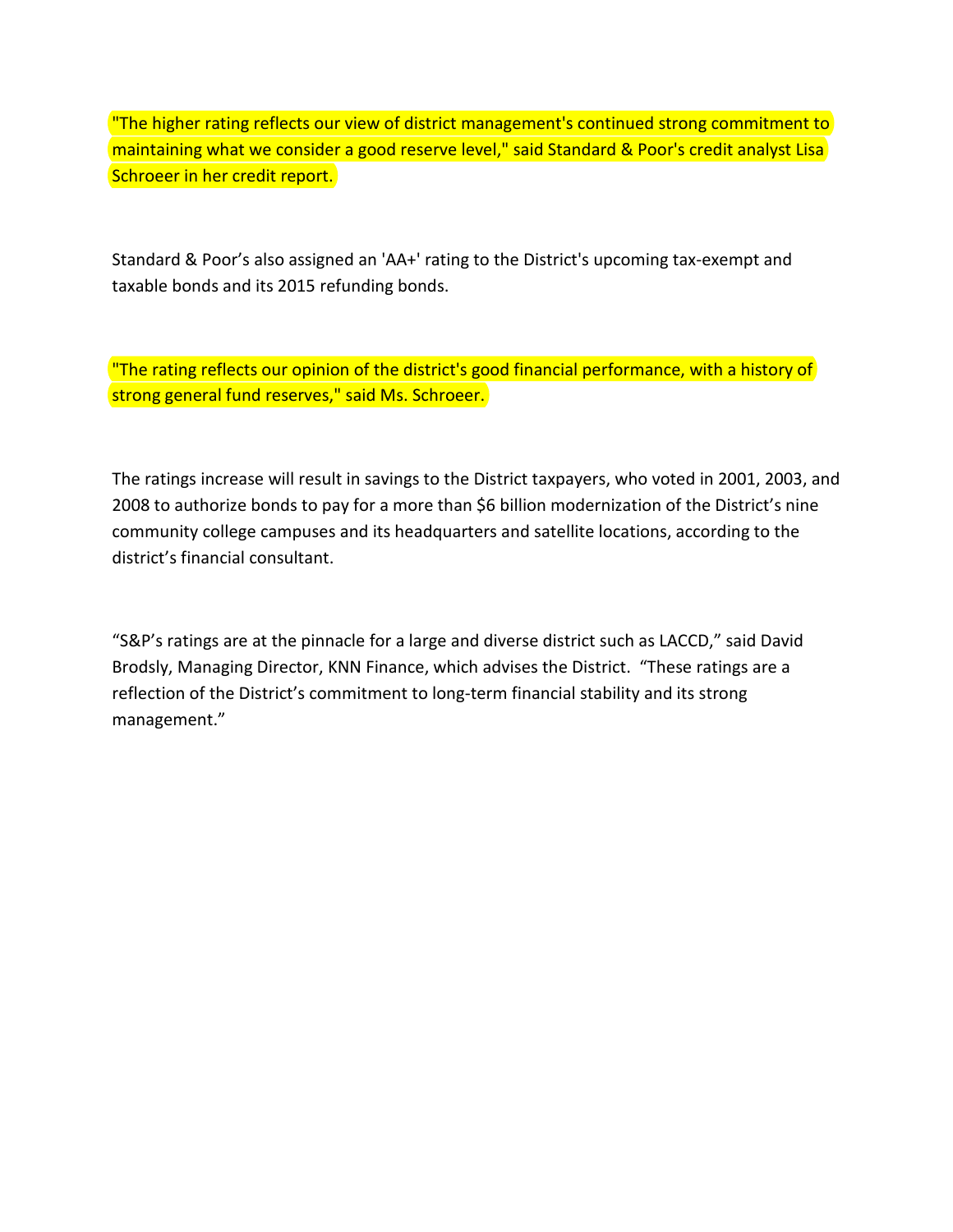"The higher rating reflects our view of district management's continued strong commitment to maintaining what we consider a good reserve level," said Standard & Poor's credit analyst Lisa Schroeer in her credit report.

Standard & Poor's also assigned an 'AA+' rating to the District's upcoming tax-exempt and taxable bonds and its 2015 refunding bonds.

"The rating reflects our opinion of the district's good financial performance, with a history of strong general fund reserves," said Ms. Schroeer.

The ratings increase will result in savings to the District taxpayers, who voted in 2001, 2003, and 2008 to authorize bonds to pay for a more than $6 billion modernization of the District's nine community college campuses and its headquarters and satellite locations, according to the district's financial consultant.

"S&P's ratings are at the pinnacle for a large and diverse district such as LACCD," said David Brodsly, Managing Director, KNN Finance, which advises the District. "These ratings are a reflection of the District's commitment to long-term financial stability and its strong management."